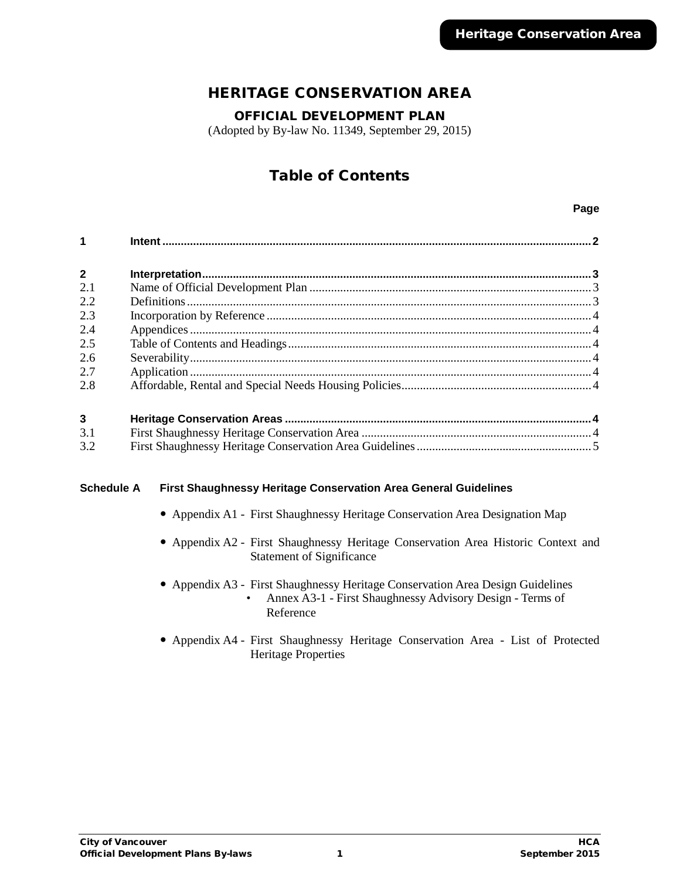# HERITAGE CONSERVATION AREA

## OFFICIAL DEVELOPMENT PLAN

(Adopted by By-law No. 11349, September 29, 2015)

## Table of Contents

| | | Page |
|---|---|---|
| **1** | **Intent** | **2** |
| **2** | **Interpretation** | **3** |
| 2.1 | Name of Official Development Plan | 3 |
| 2.2 | Definitions | 3 |
| 2.3 | Incorporation by Reference | 4 |
| 2.4 | Appendices | 4 |
| 2.5 | Table of Contents and Headings | 4 |
| 2.6 | Severability | 4 |
| 2.7 | Application | 4 |
| 2.8 | Affordable, Rental and Special Needs Housing Policies | 4 |
| **3** | **Heritage Conservation Areas** | **4** |
| 3.1 | First Shaughnessy Heritage Conservation Area | 4 |
| 3.2 | First Shaughnessy Heritage Conservation Area Guidelines | 5 |

**Schedule A First Shaughnessy Heritage Conservation Area General Guidelines**

- Appendix A1 - First Shaughnessy Heritage Conservation Area Designation Map
- Appendix A2 - First Shaughnessy Heritage Conservation Area Historic Context and Statement of Significance
- Appendix A3 - First Shaughnessy Heritage Conservation Area Design Guidelines
  - Annex A3-1 - First Shaughnessy Advisory Design - Terms of Reference
- Appendix A4 - First Shaughnessy Heritage Conservation Area - List of Protected Heritage Properties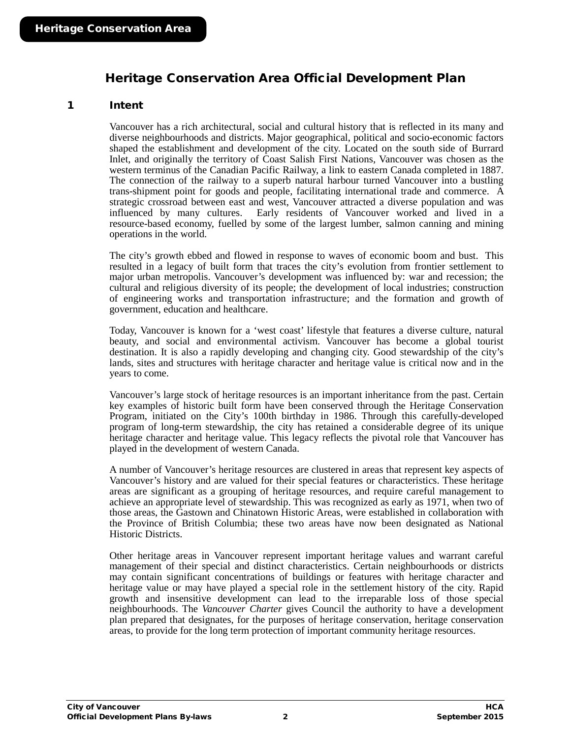# Heritage Conservation Area Official Development Plan

## 1 Intent

Vancouver has a rich architectural, social and cultural history that is reflected in its many and diverse neighbourhoods and districts. Major geographical, political and socio-economic factors shaped the establishment and development of the city. Located on the south side of Burrard Inlet, and originally the territory of Coast Salish First Nations, Vancouver was chosen as the western terminus of the Canadian Pacific Railway, a link to eastern Canada completed in 1887. The connection of the railway to a superb natural harbour turned Vancouver into a bustling trans-shipment point for goods and people, facilitating international trade and commerce. A strategic crossroad between east and west, Vancouver attracted a diverse population and was influenced by many cultures. Early residents of Vancouver worked and lived in a resource-based economy, fuelled by some of the largest lumber, salmon canning and mining operations in the world.

The city's growth ebbed and flowed in response to waves of economic boom and bust. This resulted in a legacy of built form that traces the city's evolution from frontier settlement to major urban metropolis. Vancouver's development was influenced by: war and recession; the cultural and religious diversity of its people; the development of local industries; construction of engineering works and transportation infrastructure; and the formation and growth of government, education and healthcare.

Today, Vancouver is known for a 'west coast' lifestyle that features a diverse culture, natural beauty, and social and environmental activism. Vancouver has become a global tourist destination. It is also a rapidly developing and changing city. Good stewardship of the city's lands, sites and structures with heritage character and heritage value is critical now and in the years to come.

Vancouver's large stock of heritage resources is an important inheritance from the past. Certain key examples of historic built form have been conserved through the Heritage Conservation Program, initiated on the City's 100th birthday in 1986. Through this carefully-developed program of long-term stewardship, the city has retained a considerable degree of its unique heritage character and heritage value. This legacy reflects the pivotal role that Vancouver has played in the development of western Canada.

A number of Vancouver's heritage resources are clustered in areas that represent key aspects of Vancouver's history and are valued for their special features or characteristics. These heritage areas are significant as a grouping of heritage resources, and require careful management to achieve an appropriate level of stewardship. This was recognized as early as 1971, when two of those areas, the Gastown and Chinatown Historic Areas, were established in collaboration with the Province of British Columbia; these two areas have now been designated as National Historic Districts.

Other heritage areas in Vancouver represent important heritage values and warrant careful management of their special and distinct characteristics. Certain neighbourhoods or districts may contain significant concentrations of buildings or features with heritage character and heritage value or may have played a special role in the settlement history of the city. Rapid growth and insensitive development can lead to the irreparable loss of those special neighbourhoods. The *Vancouver Charter* gives Council the authority to have a development plan prepared that designates, for the purposes of heritage conservation, heritage conservation areas, to provide for the long term protection of important community heritage resources.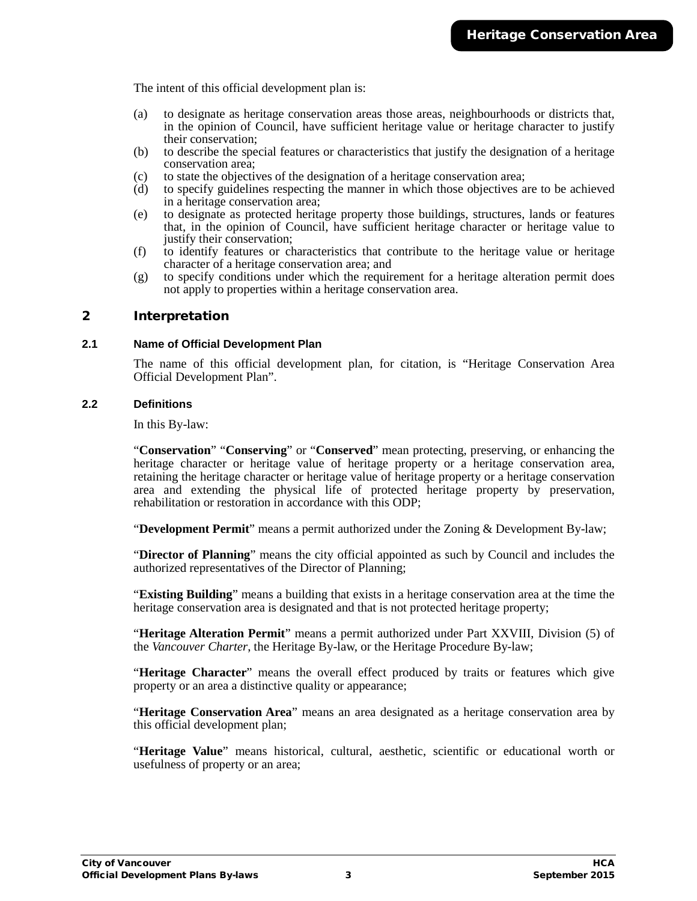The intent of this official development plan is:

(a) to designate as heritage conservation areas those areas, neighbourhoods or districts that, in the opinion of Council, have sufficient heritage value or heritage character to justify their conservation;
(b) to describe the special features or characteristics that justify the designation of a heritage conservation area;
(c) to state the objectives of the designation of a heritage conservation area;
(d) to specify guidelines respecting the manner in which those objectives are to be achieved in a heritage conservation area;
(e) to designate as protected heritage property those buildings, structures, lands or features that, in the opinion of Council, have sufficient heritage character or heritage value to justify their conservation;
(f) to identify features or characteristics that contribute to the heritage value or heritage character of a heritage conservation area; and
(g) to specify conditions under which the requirement for a heritage alteration permit does not apply to properties within a heritage conservation area.

## 2 Interpretation

### 2.1 Name of Official Development Plan

The name of this official development plan, for citation, is "Heritage Conservation Area Official Development Plan".

### 2.2 Definitions

In this By-law:

"**Conservation**" "**Conserving**" or "**Conserved**" mean protecting, preserving, or enhancing the heritage character or heritage value of heritage property or a heritage conservation area, retaining the heritage character or heritage value of heritage property or a heritage conservation area and extending the physical life of protected heritage property by preservation, rehabilitation or restoration in accordance with this ODP;

"**Development Permit**" means a permit authorized under the Zoning & Development By-law;

"**Director of Planning**" means the city official appointed as such by Council and includes the authorized representatives of the Director of Planning;

"**Existing Building**" means a building that exists in a heritage conservation area at the time the heritage conservation area is designated and that is not protected heritage property;

"**Heritage Alteration Permit**" means a permit authorized under Part XXVIII, Division (5) of the *Vancouver Charter*, the Heritage By-law, or the Heritage Procedure By-law;

"**Heritage Character**" means the overall effect produced by traits or features which give property or an area a distinctive quality or appearance;

"**Heritage Conservation Area**" means an area designated as a heritage conservation area by this official development plan;

"**Heritage Value**" means historical, cultural, aesthetic, scientific or educational worth or usefulness of property or an area;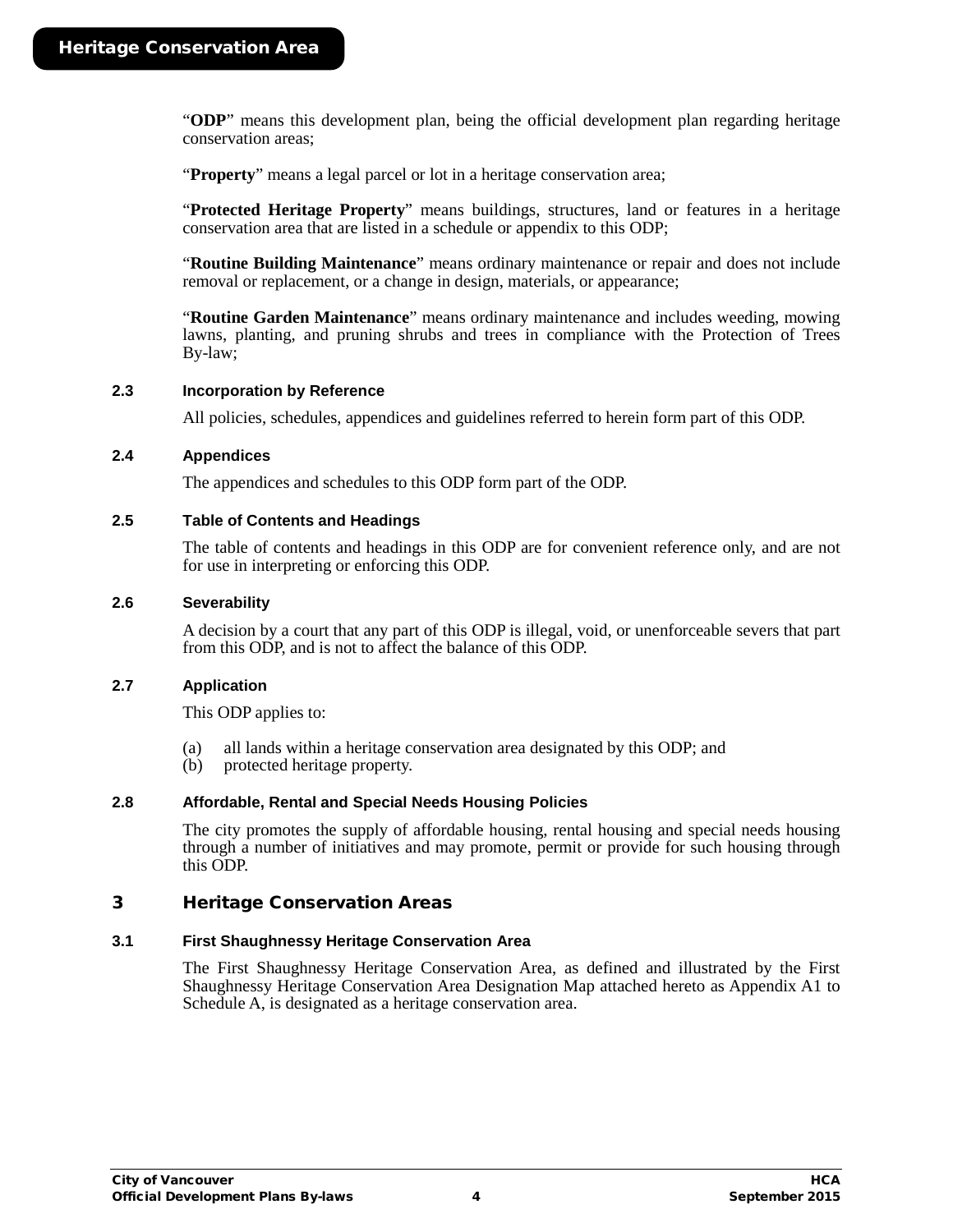"**ODP**" means this development plan, being the official development plan regarding heritage conservation areas;

"**Property**" means a legal parcel or lot in a heritage conservation area;

"**Protected Heritage Property**" means buildings, structures, land or features in a heritage conservation area that are listed in a schedule or appendix to this ODP;

"**Routine Building Maintenance**" means ordinary maintenance or repair and does not include removal or replacement, or a change in design, materials, or appearance;

"**Routine Garden Maintenance**" means ordinary maintenance and includes weeding, mowing lawns, planting, and pruning shrubs and trees in compliance with the Protection of Trees By-law;

### 2.3 Incorporation by Reference

All policies, schedules, appendices and guidelines referred to herein form part of this ODP.

### 2.4 Appendices

The appendices and schedules to this ODP form part of the ODP.

### 2.5 Table of Contents and Headings

The table of contents and headings in this ODP are for convenient reference only, and are not for use in interpreting or enforcing this ODP.

### 2.6 Severability

A decision by a court that any part of this ODP is illegal, void, or unenforceable severs that part from this ODP, and is not to affect the balance of this ODP.

### 2.7 Application

This ODP applies to:

(a) all lands within a heritage conservation area designated by this ODP; and
(b) protected heritage property.

### 2.8 Affordable, Rental and Special Needs Housing Policies

The city promotes the supply of affordable housing, rental housing and special needs housing through a number of initiatives and may promote, permit or provide for such housing through this ODP.

## 3 Heritage Conservation Areas

### 3.1 First Shaughnessy Heritage Conservation Area

The First Shaughnessy Heritage Conservation Area, as defined and illustrated by the First Shaughnessy Heritage Conservation Area Designation Map attached hereto as Appendix A1 to Schedule A, is designated as a heritage conservation area.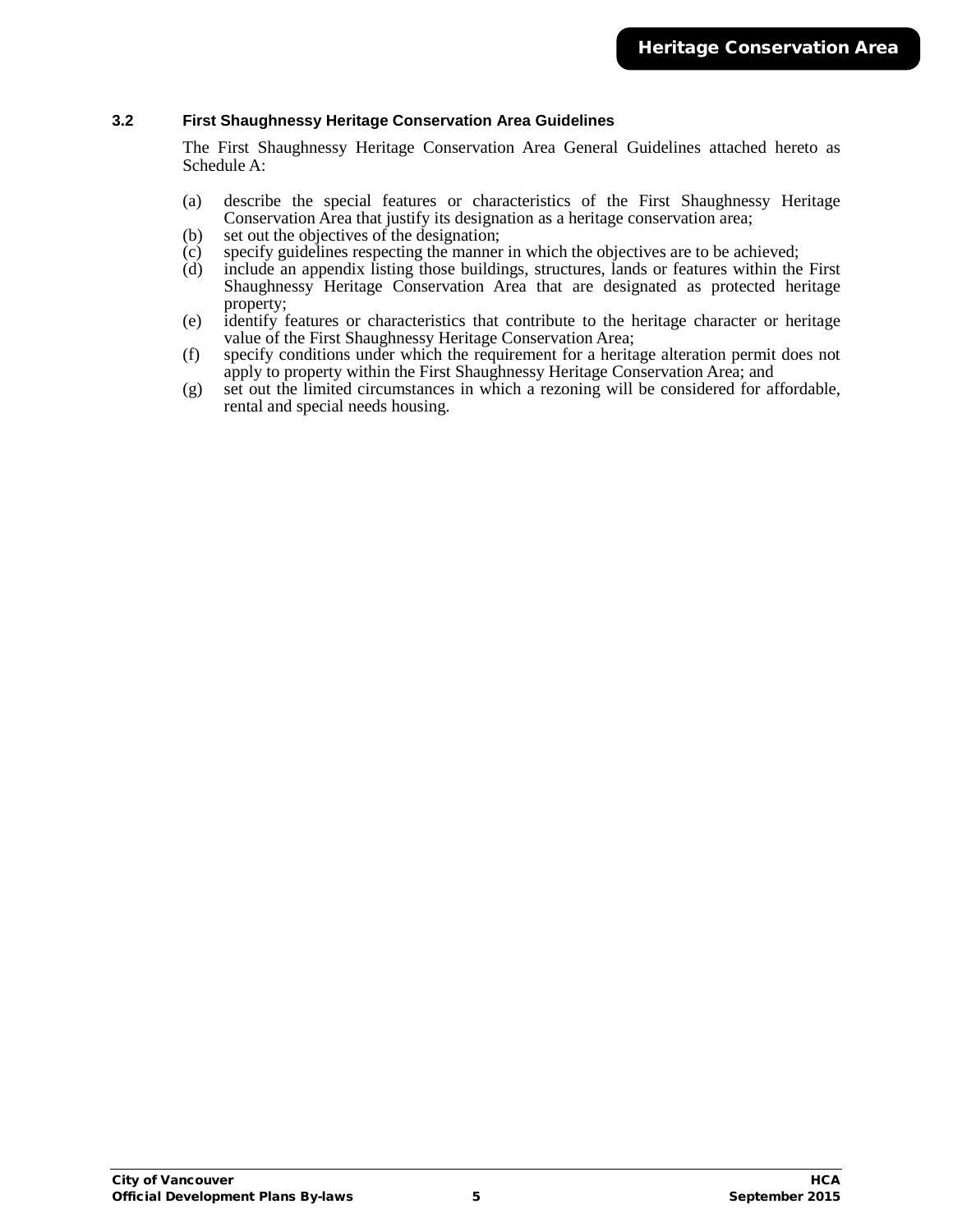### 3.2 First Shaughnessy Heritage Conservation Area Guidelines

The First Shaughnessy Heritage Conservation Area General Guidelines attached hereto as Schedule A:

(a) describe the special features or characteristics of the First Shaughnessy Heritage Conservation Area that justify its designation as a heritage conservation area;
(b) set out the objectives of the designation;
(c) specify guidelines respecting the manner in which the objectives are to be achieved;
(d) include an appendix listing those buildings, structures, lands or features within the First Shaughnessy Heritage Conservation Area that are designated as protected heritage property;
(e) identify features or characteristics that contribute to the heritage character or heritage value of the First Shaughnessy Heritage Conservation Area;
(f) specify conditions under which the requirement for a heritage alteration permit does not apply to property within the First Shaughnessy Heritage Conservation Area; and
(g) set out the limited circumstances in which a rezoning will be considered for affordable, rental and special needs housing.